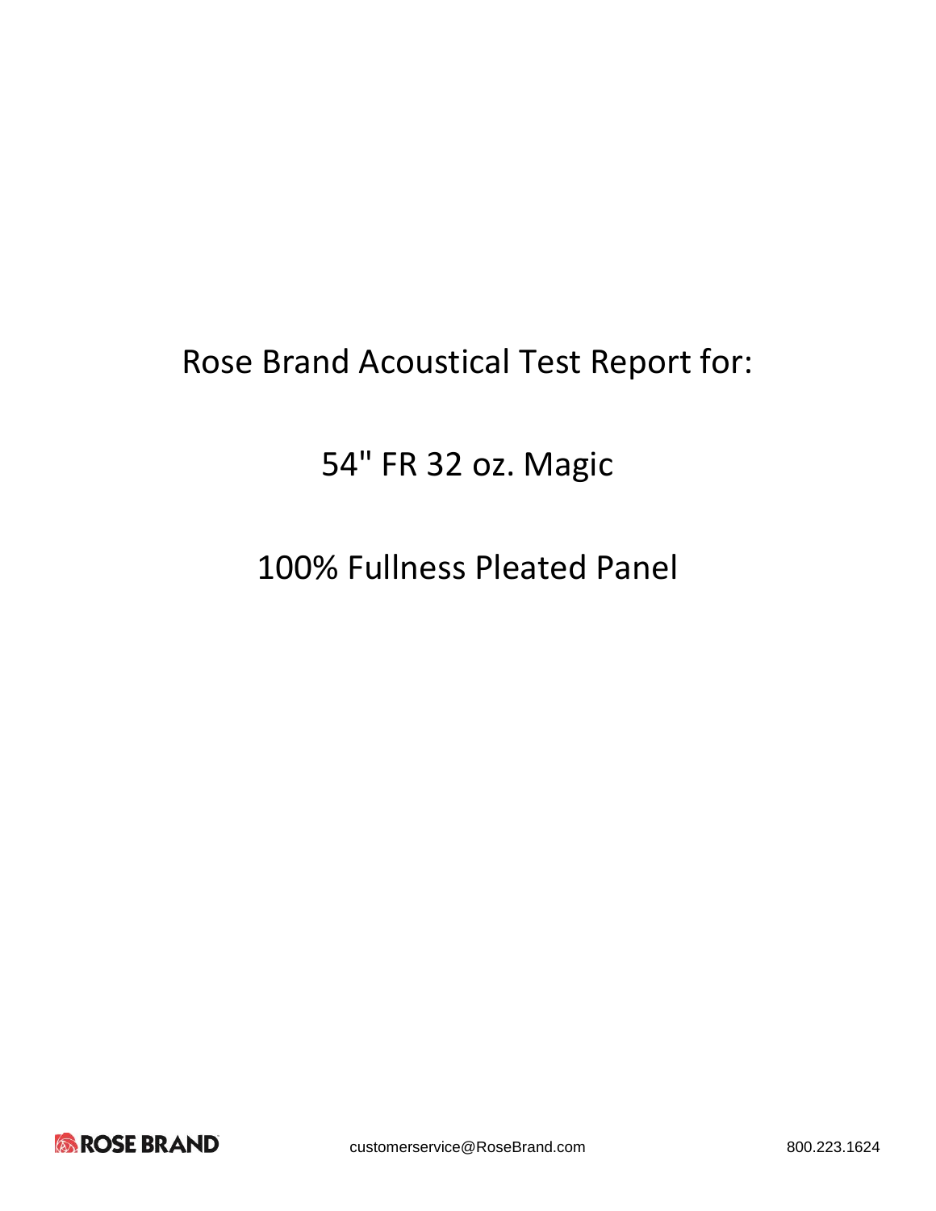# Rose Brand Acoustical Test Report for:

# 54" FR 32 oz. Magic

# 100% Fullness Pleated Panel

ROSE BRAND customerservice@RoseBrand.com 800.223.1624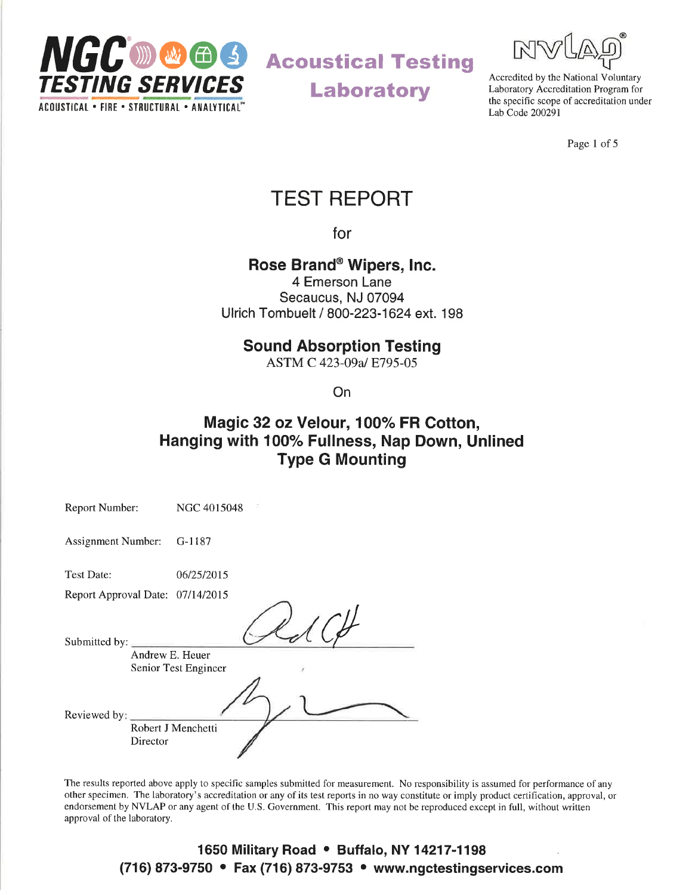**NGC TESTING SERVICES**
ACOUSTICAL • FIRE • STRUCTURAL • ANALYTICAL

**Acoustical Testing Laboratory**

Accredited by the National Voluntary Laboratory Accreditation Program for the specific scope of accreditation under Lab Code 200291

# TEST REPORT

for

**Rose Brand® Wipers, Inc.**
4 Emerson Lane
Secaucus, NJ 07094
Ulrich Tombuelt / 800-223-1624 ext. 198

## Sound Absorption Testing

ASTM C 423-09a/ E795-05

On

## Magic 32 oz Velour, 100% FR Cotton, Hanging with 100% Fullness, Nap Down, Unlined Type G Mounting

Report Number: NGC 4015048

Assignment Number: G-1187

Test Date: 06/25/2015

Report Approval Date: 07/14/2015

Submitted by: ______________________
Andrew E. Heuer
Senior Test Engineer

Reviewed by: ______________________
Robert J Menchetti
Director

The results reported above apply to specific samples submitted for measurement. No responsibility is assumed for performance of any other specimen. The laboratory's accreditation or any of its test reports in no way constitute or imply product certification, approval, or endorsement by NVLAP or any agent of the U.S. Government. This report may not be reproduced except in full, without written approval of the laboratory.

**1650 Military Road • Buffalo, NY 14217-1198**
**(716) 873-9750 • Fax (716) 873-9753 • www.ngctestingservices.com**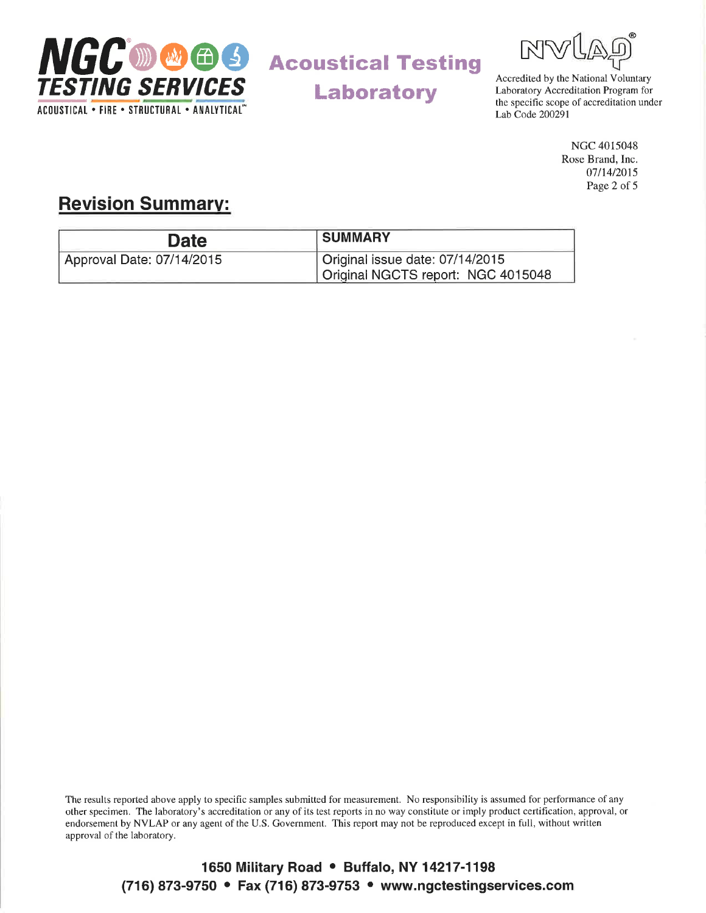NGC 4015048
Rose Brand, Inc.
07/14/2015

## Revision Summary:

| Date | SUMMARY |
| --- | --- |
| Approval Date: 07/14/2015 | Original issue date: 07/14/2015<br>Original NGCTS report: NGC 4015048 |

The results reported above apply to specific samples submitted for measurement. No responsibility is assumed for performance of any other specimen. The laboratory's accreditation or any of its test reports in no way constitute or imply product certification, approval, or endorsement by NVLAP or any agent of the U.S. Government. This report may not be reproduced except in full, without written approval of the laboratory.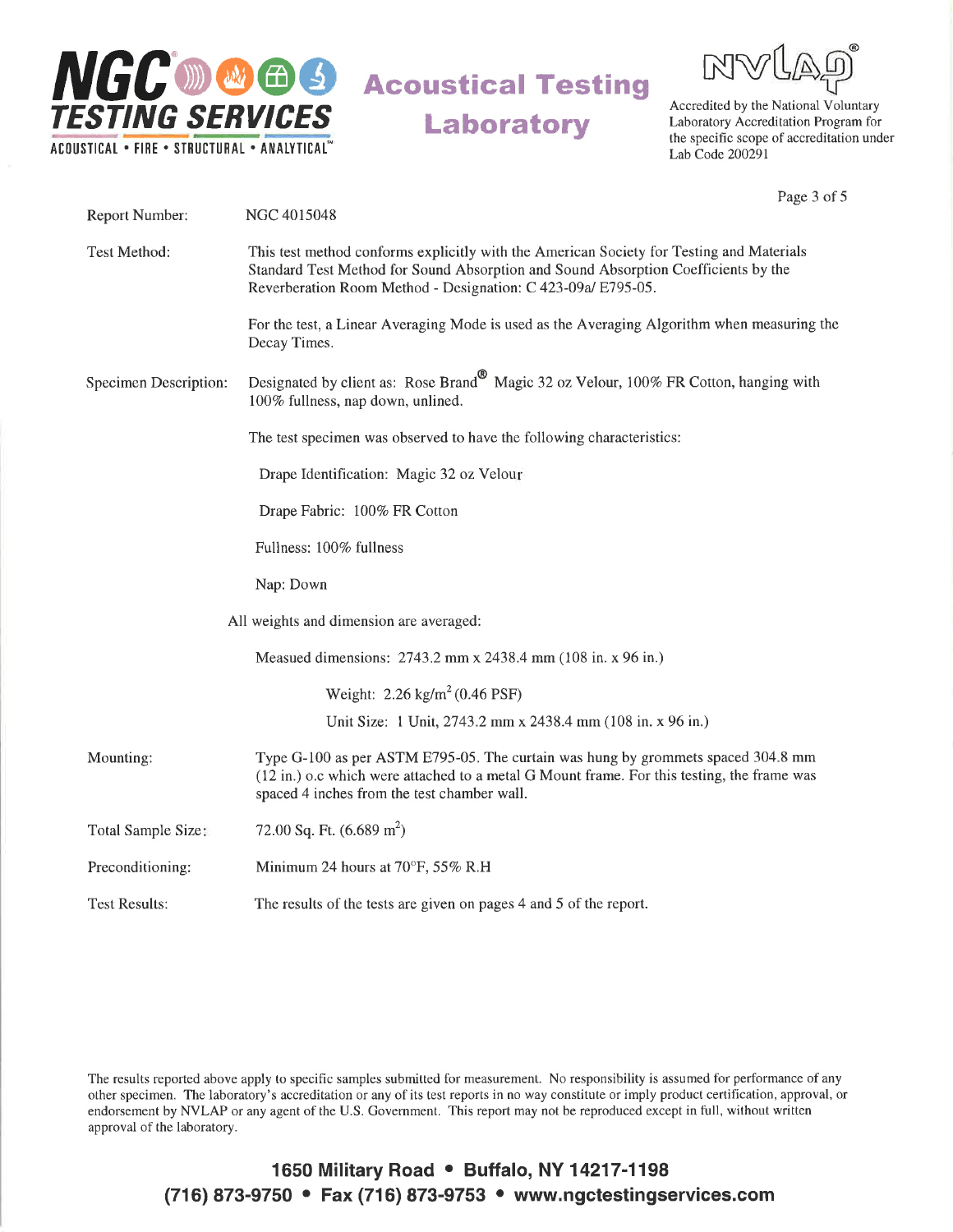NGC TESTING SERVICES

ACOUSTICAL • FIRE • STRUCTURAL • ANALYTICAL

**Acoustical Testing Laboratory**

Accredited by the National Voluntary Laboratory Accreditation Program for the specific scope of accreditation under Lab Code 200291

| | |
|---|---|
| Report Number: | NGC 4015048 |
| Test Method: | This test method conforms explicitly with the American Society for Testing and Materials Standard Test Method for Sound Absorption and Sound Absorption Coefficients by the Reverberation Room Method - Designation: C 423-09a/ E795-05.<br><br>For the test, a Linear Averaging Mode is used as the Averaging Algorithm when measuring the Decay Times. |
| Specimen Description: | Designated by client as: Rose Brand® Magic 32 oz Velour, 100% FR Cotton, hanging with 100% fullness, nap down, unlined.<br><br>The test specimen was observed to have the following characteristics:<br><br>Drape Identification: Magic 32 oz Velour<br><br>Drape Fabric: 100% FR Cotton<br><br>Fullness: 100% fullness<br><br>Nap: Down |

All weights and dimension are averaged:

Measued dimensions: 2743.2 mm x 2438.4 mm (108 in. x 96 in.)

Weight: 2.26 kg/m$^2$ (0.46 PSF)

Unit Size: 1 Unit, 2743.2 mm x 2438.4 mm (108 in. x 96 in.)

| | |
|---|---|
| Mounting: | Type G-100 as per ASTM E795-05. The curtain was hung by grommets spaced 304.8 mm (12 in.) o.c which were attached to a metal G Mount frame. For this testing, the frame was spaced 4 inches from the test chamber wall. |
| Total Sample Size: | 72.00 Sq. Ft. (6.689 m$^2$) |
| Preconditioning: | Minimum 24 hours at 70°F, 55% R.H |
| Test Results: | The results of the tests are given on pages 4 and 5 of the report. |

The results reported above apply to specific samples submitted for measurement. No responsibility is assumed for performance of any other specimen. The laboratory's accreditation or any of its test reports in no way constitute or imply product certification, approval, or endorsement by NVLAP or any agent of the U.S. Government. This report may not be reproduced except in full, without written approval of the laboratory.

**1650 Military Road • Buffalo, NY 14217-1198**
**(716) 873-9750 • Fax (716) 873-9753 • www.ngctestingservices.com**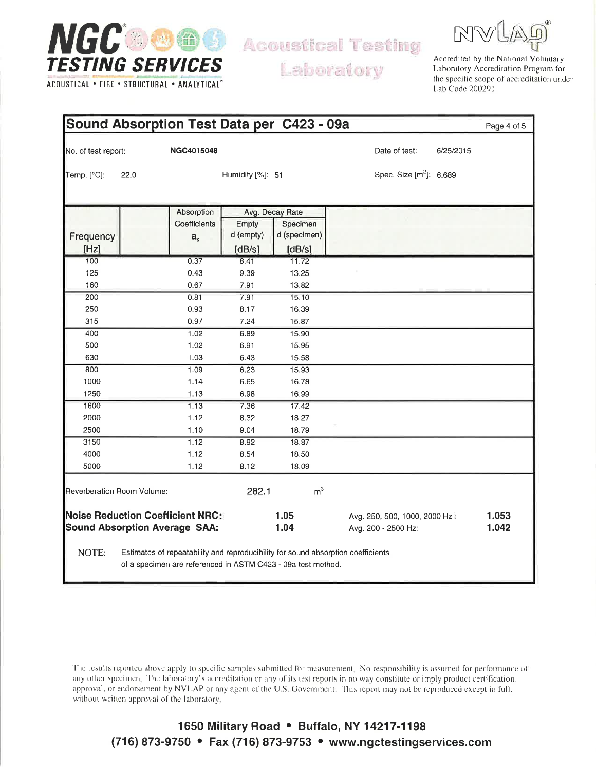NGC® TESTING SERVICES
ACOUSTICAL • FIRE • STRUCTURAL • ANALYTICAL™

Acoustical Testing Laboratory

NVLAP®
Accredited by the National Voluntary Laboratory Accreditation Program for the specific scope of accreditation under Lab Code 200291

## Sound Absorption Test Data per C423 - 09a

No. of test report: **NGC4015048** Date of test: 6/25/2015

Temp. [°C]: 22.0 Humidity [%]: 51 Spec. Size [m²]: 6.689

| Frequency [Hz] | Absorption Coefficients $a_s$ | Avg. Decay Rate | |
|---|---|---|---|
| | | Empty d (empty) [dB/s] | Specimen d (specimen) [dB/s] |
| 100 | 0.37 | 8.41 | 11.72 |
| 125 | 0.43 | 9.39 | 13.25 |
| 160 | 0.67 | 7.91 | 13.82 |
| 200 | 0.81 | 7.91 | 15.10 |
| 250 | 0.93 | 8.17 | 16.39 |
| 315 | 0.97 | 7.24 | 15.87 |
| 400 | 1.02 | 6.89 | 15.90 |
| 500 | 1.02 | 6.91 | 15.95 |
| 630 | 1.03 | 6.43 | 15.58 |
| 800 | 1.09 | 6.23 | 15.93 |
| 1000 | 1.14 | 6.65 | 16.78 |
| 1250 | 1.13 | 6.98 | 16.99 |
| 1600 | 1.13 | 7.36 | 17.42 |
| 2000 | 1.12 | 8.32 | 18.27 |
| 2500 | 1.10 | 9.04 | 18.79 |
| 3150 | 1.12 | 8.92 | 18.87 |
| 4000 | 1.12 | 8.54 | 18.50 |
| 5000 | 1.12 | 8.12 | 18.09 |

Reverberation Room Volume: 282.1 m³

**Noise Reduction Coefficient NRC:** **1.05** Avg. 250, 500, 1000, 2000 Hz : **1.053**

**Sound Absorption Average SAA:** **1.04** Avg. 200 - 2500 Hz: **1.042**

NOTE: Estimates of repeatability and reproducibility for sound absorption coefficients of a specimen are referenced in ASTM C423 - 09a test method.

The results reported above apply to specific samples submitted for measurement. No responsibility is assumed for performance of any other specimen. The laboratory's accreditation or any of its test reports in no way constitute or imply product certification, approval, or endorsement by NVLAP or any agent of the U.S. Government. This report may not be reproduced except in full, without written approval of the laboratory.

**1650 Military Road • Buffalo, NY 14217-1198**
**(716) 873-9750 • Fax (716) 873-9753 • www.ngctestingservices.com**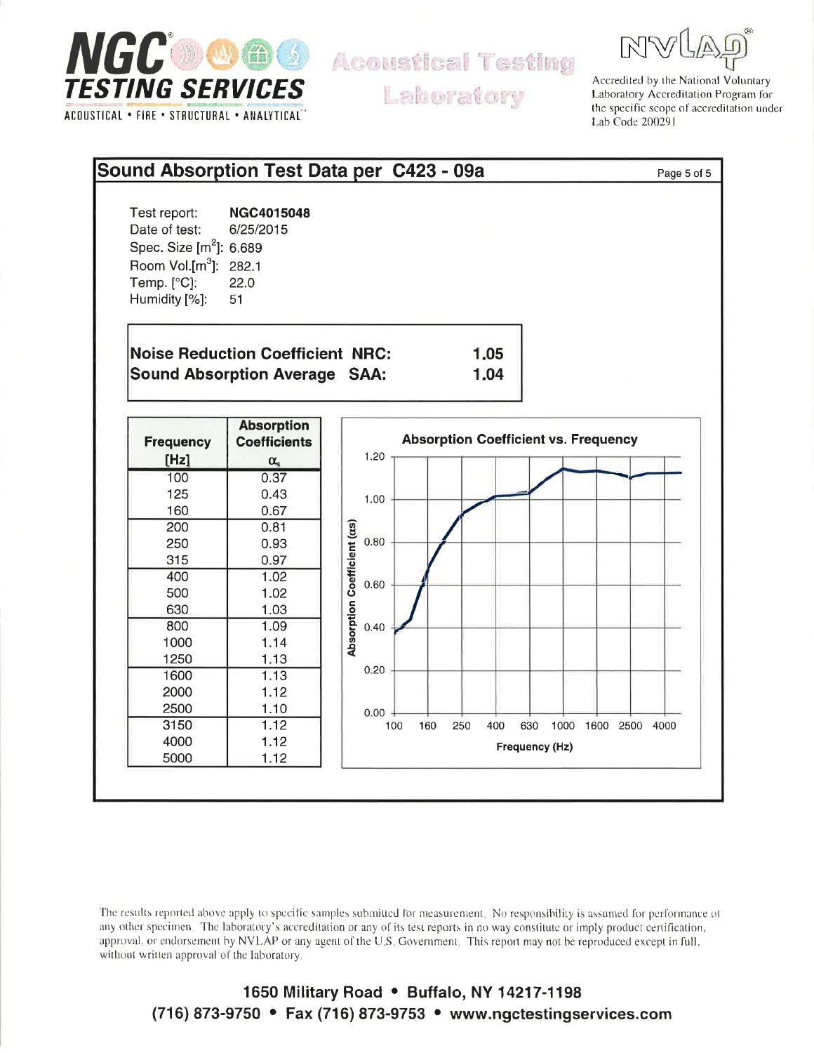NGC TESTING SERVICES

ACOUSTICAL • FIRE • STRUCTURAL • ANALYTICAL

Acoustical Testing Laboratory

NVLAP

Accredited by the National Voluntary Laboratory Accreditation Program for the specific scope of accreditation under Lab Code 200291

## Sound Absorption Test Data per C423 - 09a

Test report: **NGC4015048**
Date of test: 6/25/2015
Spec. Size [m$^2$]: 6.689
Room Vol.[m$^3$]: 282.1
Temp. [°C]: 22.0
Humidity [%]: 51

**Noise Reduction Coefficient NRC: 1.05**
**Sound Absorption Average SAA: 1.04**

| Frequency [Hz] | Absorption Coefficients $\alpha_s$ |
|---|---|
| 100 | 0.37 |
| 125 | 0.43 |
| 160 | 0.67 |
| 200 | 0.81 |
| 250 | 0.93 |
| 315 | 0.97 |
| 400 | 1.02 |
| 500 | 1.02 |
| 630 | 1.03 |
| 800 | 1.09 |
| 1000 | 1.14 |
| 1250 | 1.13 |
| 1600 | 1.13 |
| 2000 | 1.12 |
| 2500 | 1.10 |
| 3150 | 1.12 |
| 4000 | 1.12 |
| 5000 | 1.12 |

Absorption Coefficient vs. Frequency

Absorption Coefficient ($\alpha$s)

1.20
1.00
0.80
0.60
0.40
0.20
0.00

100 160 250 400 630 1000 1600 2500 4000

Frequency (Hz)

The results reported above apply to specific samples submitted for measurement. No responsibility is assumed for performance of any other specimen. The laboratory's accreditation or any of its test reports in no way constitute or imply product certification, approval, or endorsement by NVLAP or any agent of the U.S. Government. This report may not be reproduced except in full, without written approval of the laboratory.

1650 Military Road • Buffalo, NY 14217-1198
(716) 873-9750 • Fax (716) 873-9753 • www.ngctestingservices.com